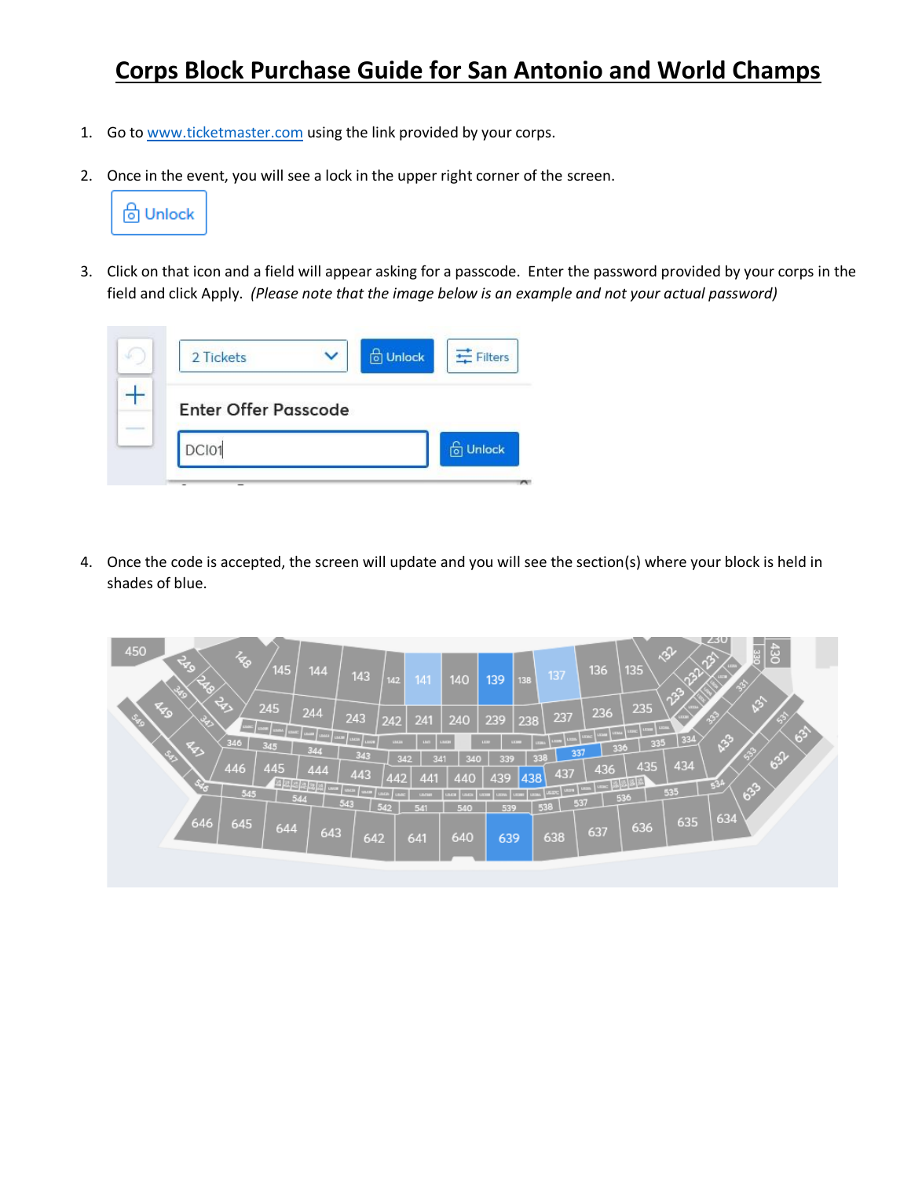# Corps Block Purchase Guide for San Antonio and World Champs

1. Go to www.ticketmaster.com using the link provided by your corps.

2. Once in the event, you will see a lock in the upper right corner of the screen.

3. Click on that icon and a field will appear asking for a passcode. Enter the password provided by your corps in the field and click Apply. *(Please note that the image below is an example and not your actual password)*

4. Once the code is accepted, the screen will update and you will see the section(s) where your block is held in shades of blue.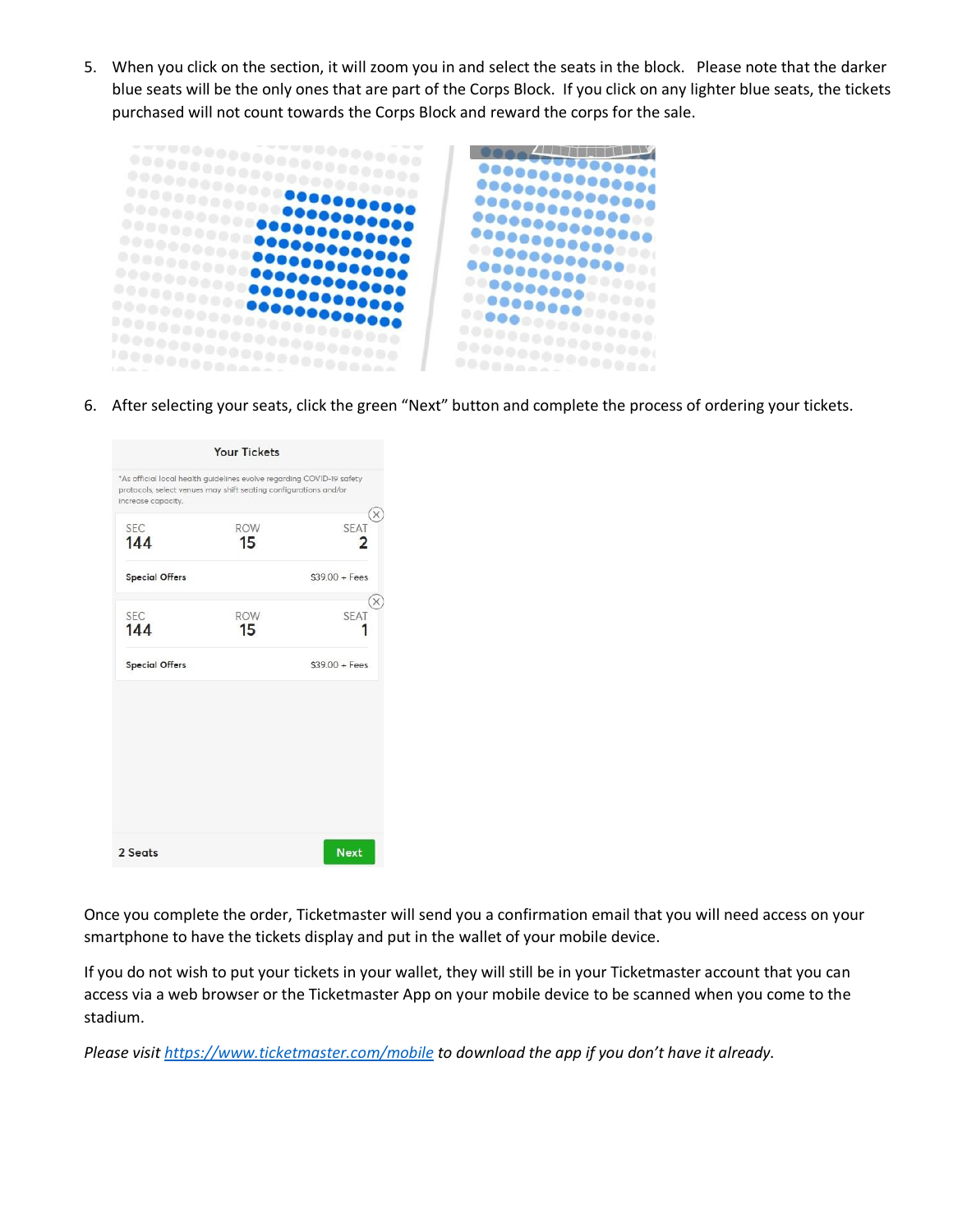5. When you click on the section, it will zoom you in and select the seats in the block. Please note that the darker blue seats will be the only ones that are part of the Corps Block. If you click on any lighter blue seats, the tickets purchased will not count towards the Corps Block and reward the corps for the sale.

6. After selecting your seats, click the green "Next" button and complete the process of ordering your tickets.

Your Tickets

*As official local health guidelines evolve regarding COVID-19 safety protocols, select venues may shift seating configurations and/or increase capacity.

| SEC | ROW | SEAT |
| --- | --- | --- |
| 144 | 15 | 2 |
| Special Offers | | $39.00 + Fees |
| 144 | 15 | 1 |
| Special Offers | | $39.00 + Fees |

2 Seats

Next

Once you complete the order, Ticketmaster will send you a confirmation email that you will need access on your smartphone to have the tickets display and put in the wallet of your mobile device.

If you do not wish to put your tickets in your wallet, they will still be in your Ticketmaster account that you can access via a web browser or the Ticketmaster App on your mobile device to be scanned when you come to the stadium.

*Please visit [https://www.ticketmaster.com/mobile](https://www.ticketmaster.com/mobile) to download the app if you don't have it already.*